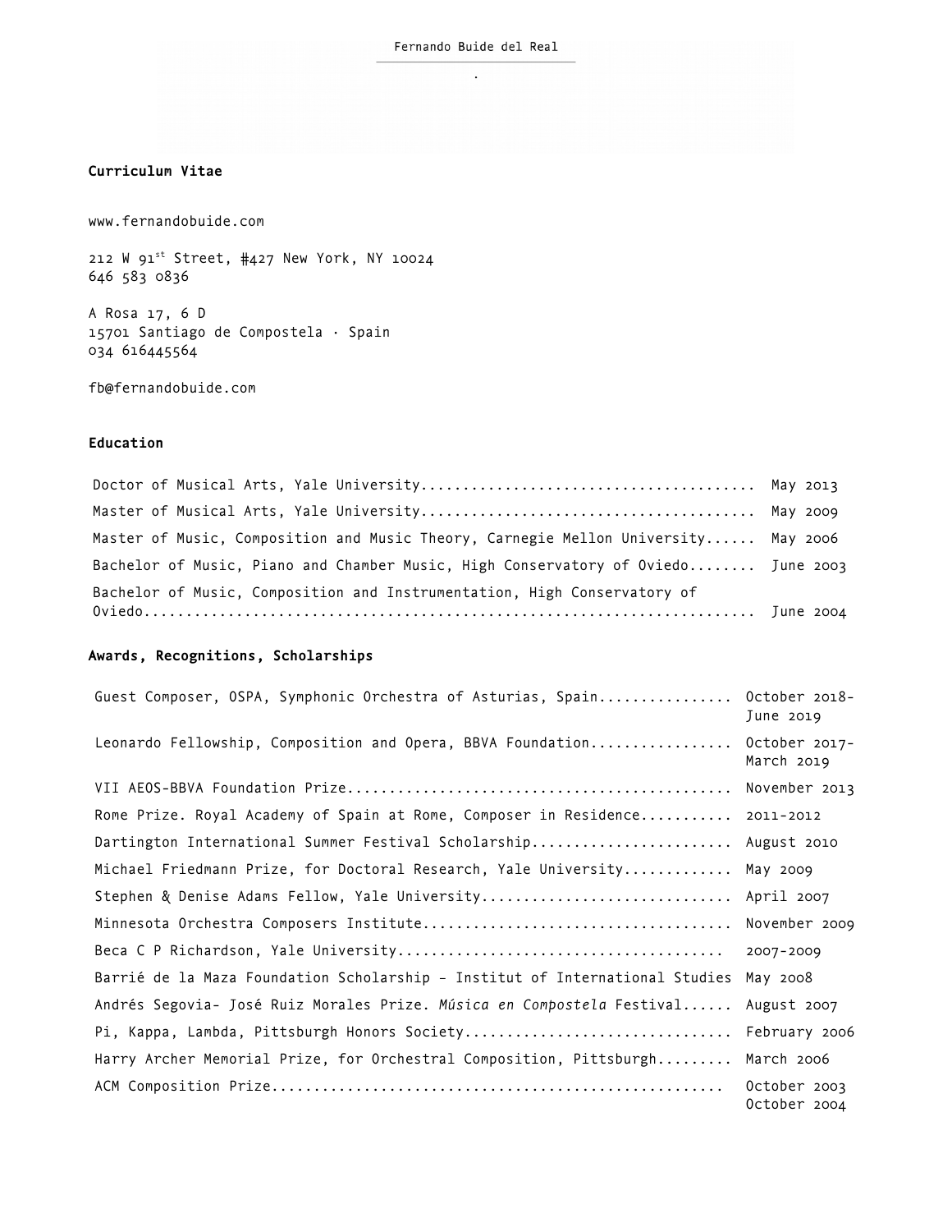Fernando Buide del Real

**Curriculum Vitae**

www.fernandobuide.com

212 W 91st Street, #427 New York, NY 10024
646 583 0836

A Rosa 17, 6 D
15701 Santiago de Compostela · Spain
034 616445564

fb@fernandobuide.com

**Education**

| | |
|---|---|
| Doctor of Musical Arts, Yale University | May 2013 |
| Master of Musical Arts, Yale University | May 2009 |
| Master of Music, Composition and Music Theory, Carnegie Mellon University | May 2006 |
| Bachelor of Music, Piano and Chamber Music, High Conservatory of Oviedo | June 2003 |
| Bachelor of Music, Composition and Instrumentation, High Conservatory of Oviedo | June 2004 |

**Awards, Recognitions, Scholarships**

| | |
|---|---|
| Guest Composer, OSPA, Symphonic Orchestra of Asturias, Spain | October 2018-June 2019 |
| Leonardo Fellowship, Composition and Opera, BBVA Foundation | October 2017-March 2019 |
| VII AEOS-BBVA Foundation Prize | November 2013 |
| Rome Prize. Royal Academy of Spain at Rome, Composer in Residence | 2011-2012 |
| Dartington International Summer Festival Scholarship | August 2010 |
| Michael Friedmann Prize, for Doctoral Research, Yale University | May 2009 |
| Stephen & Denise Adams Fellow, Yale University | April 2007 |
| Minnesota Orchestra Composers Institute | November 2009 |
| Beca C P Richardson, Yale University | 2007-2009 |
| Barrié de la Maza Foundation Scholarship - Institut of International Studies | May 2008 |
| Andrés Segovia- José Ruiz Morales Prize. *Música en Compostela* Festival | August 2007 |
| Pi, Kappa, Lambda, Pittsburgh Honors Society | February 2006 |
| Harry Archer Memorial Prize, for Orchestral Composition, Pittsburgh | March 2006 |
| ACM Composition Prize | October 2003<br>October 2004 |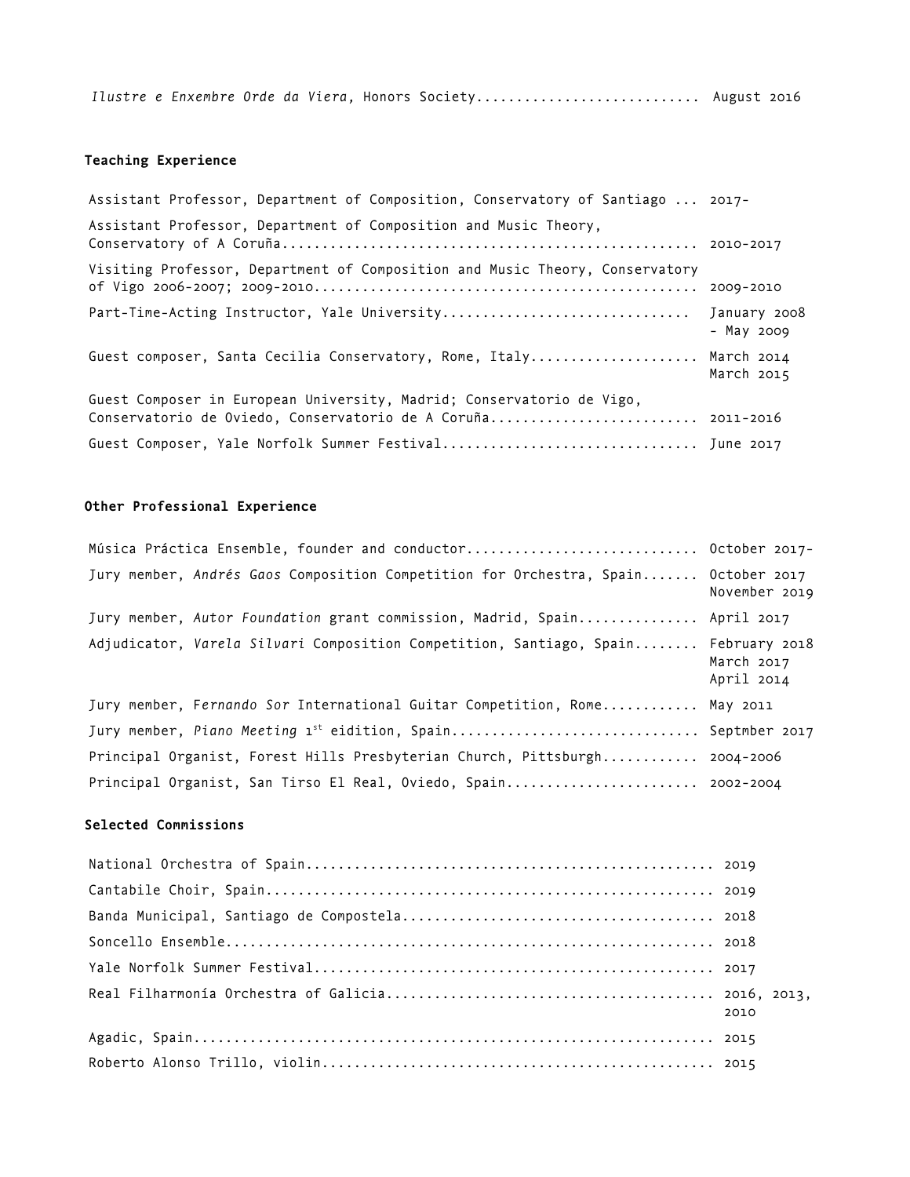*Ilustre e Enxembre Orde da Viera,* Honors Society........................... August 2016

**Teaching Experience**

Assistant Professor, Department of Composition, Conservatory of Santiago ... 2017-

Assistant Professor, Department of Composition and Music Theory, Conservatory of A Coruña................................................... 2010-2017

Visiting Professor, Department of Composition and Music Theory, Conservatory of Vigo 2006-2007; 2009-2010............................................... 2009-2010

Part-Time-Acting Instructor, Yale University............................... January 2008 - May 2009

Guest composer, Santa Cecilia Conservatory, Rome, Italy.................... March 2014 March 2015

Guest Composer in European University, Madrid; Conservatorio de Vigo, Conservatorio de Oviedo, Conservatorio de A Coruña......................... 2011-2016

Guest Composer, Yale Norfolk Summer Festival............................... June 2017

**Other Professional Experience**

Música Práctica Ensemble, founder and conductor............................ October 2017-

Jury member, *Andrés Gaos* Composition Competition for Orchestra, Spain....... October 2017 November 2019

Jury member, *Autor Foundation* grant commission, Madrid, Spain.............. April 2017

Adjudicator, *Varela Silvari* Composition Competition, Santiago, Spain........ February 2018 March 2017 April 2014

Jury member, F*ernando Sor* International Guitar Competition, Rome........... May 2011

Jury member, *Piano Meeting* 1st eidition, Spain.............................. Septmber 2017

Principal Organist, Forest Hills Presbyterian Church, Pittsburgh........... 2004-2006

Principal Organist, San Tirso El Real, Oviedo, Spain....................... 2002-2004

**Selected Commissions**

National Orchestra of Spain................................................. 2019

Cantabile Choir, Spain...................................................... 2019

Banda Municipal, Santiago de Compostela..................................... 2018

Soncello Ensemble........................................................... 2018

Yale Norfolk Summer Festival................................................ 2017

Real Filharmonía Orchestra of Galicia....................................... 2016, 2013, 2010

Agadic, Spain............................................................... 2015

Roberto Alonso Trillo, violin............................................... 2015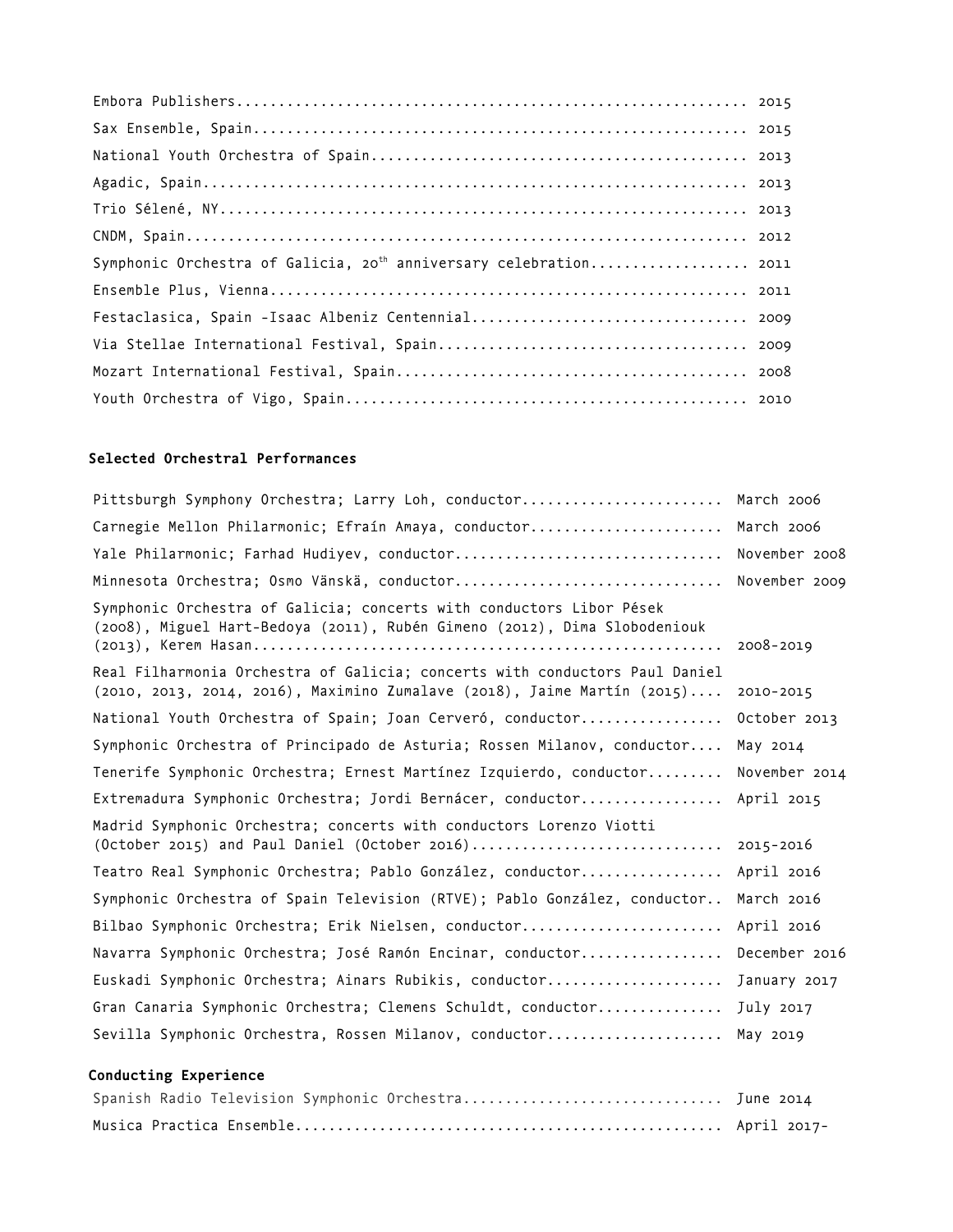Embora Publishers............................................................ 2015

Sax Ensemble, Spain.......................................................... 2015

National Youth Orchestra of Spain........................................... 2013

Agadic, Spain................................................................ 2013

Trio Sélené, NY.............................................................. 2013

CNDM, Spain.................................................................. 2012

Symphonic Orchestra of Galicia, 20th anniversary celebration.................. 2011

Ensemble Plus, Vienna........................................................ 2011

Festaclasica, Spain -Isaac Albeniz Centennial................................ 2009

Via Stellae International Festival, Spain.................................... 2009

Mozart International Festival, Spain......................................... 2008

Youth Orchestra of Vigo, Spain............................................... 2010

**Selected Orchestral Performances**

Pittsburgh Symphony Orchestra; Larry Loh, conductor........................ March 2006

Carnegie Mellon Philarmonic; Efraín Amaya, conductor....................... March 2006

Yale Philarmonic; Farhad Hudiyev, conductor................................ November 2008

Minnesota Orchestra; Osmo Vänskä, conductor................................ November 2009

Symphonic Orchestra of Galicia; concerts with conductors Libor Pések (2008), Miguel Hart-Bedoya (2011), Rubén Gimeno (2012), Dima Slobodeniouk (2013), Kerem Hasan........................................................ 2008-2019

Real Filharmonia Orchestra of Galicia; concerts with conductors Paul Daniel (2010, 2013, 2014, 2016), Maximino Zumalave (2018), Jaime Martín (2015).... 2010-2015

National Youth Orchestra of Spain; Joan Cerveró, conductor................. October 2013

Symphonic Orchestra of Principado de Asturia; Rossen Milanov, conductor.... May 2014

Tenerife Symphonic Orchestra; Ernest Martínez Izquierdo, conductor......... November 2014

Extremadura Symphonic Orchestra; Jordi Bernácer, conductor................. April 2015

Madrid Symphonic Orchestra; concerts with conductors Lorenzo Viotti (October 2015) and Paul Daniel (October 2016).............................. 2015-2016

Teatro Real Symphonic Orchestra; Pablo González, conductor................. April 2016

Symphonic Orchestra of Spain Television (RTVE); Pablo González, conductor.. March 2016

Bilbao Symphonic Orchestra; Erik Nielsen, conductor........................ April 2016

Navarra Symphonic Orchestra; José Ramón Encinar, conductor................. December 2016

Euskadi Symphonic Orchestra; Ainars Rubikis, conductor..................... January 2017

Gran Canaria Symphonic Orchestra; Clemens Schuldt, conductor............... July 2017

Sevilla Symphonic Orchestra, Rossen Milanov, conductor..................... May 2019

**Conducting Experience**

Spanish Radio Television Symphonic Orchestra............................... June 2014

Musica Practica Ensemble................................................... April 2017-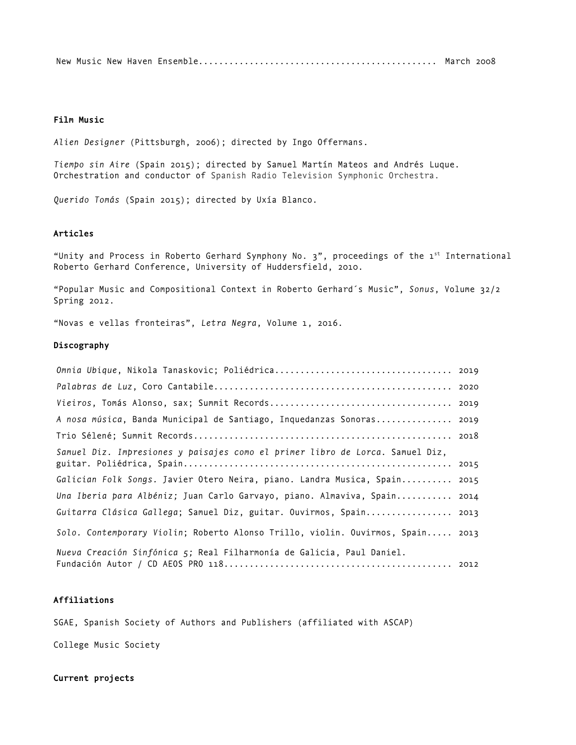New Music New Haven Ensemble............................................. March 2008

**Film Music**

*Alien Designer* (Pittsburgh, 2006); directed by Ingo Offermans.

*Tiempo sin Aire* (Spain 2015); directed by Samuel Martín Mateos and Andrés Luque. Orchestration and conductor of Spanish Radio Television Symphonic Orchestra.

*Querido Tomás* (Spain 2015); directed by Uxía Blanco.

**Articles**

"Unity and Process in Roberto Gerhard Symphony No. 3", proceedings of the 1st International Roberto Gerhard Conference, University of Huddersfield, 2010.

"Popular Music and Compositional Context in Roberto Gerhard´s Music", *Sonus*, Volume 32/2 Spring 2012.

"Novas e vellas fronteiras", *Letra Negra*, Volume 1, 2016.

**Discography**

*Omnia Ubique*, Nikola Tanaskovic; Poliédrica.................................. 2019

*Palabras de Luz*, Coro Cantabile............................................. 2020

*Vieiros*, Tomás Alonso, sax; Summit Records................................... 2019

*A nosa música*, Banda Municipal de Santiago, Inquedanzas Sonoras.............. 2019

Trio Séléné; Summit Records................................................... 2018

*Samuel Diz. Impresiones y paisajes como el primer libro de Lorca*. Samuel Diz, guitar. Poliédrica, Spain.................................................... 2015

*Galician Folk Songs.* Javier Otero Neira, piano. Landra Musica, Spain.......... 2015

*Una Iberia para Albéniz;* Juan Carlo Garvayo, piano. Almaviva, Spain........... 2014

*Guitarra Clásica Gallega*; Samuel Diz, guitar. Ouvirmos, Spain................. 2013

*Solo. Contemporary Violin*; Roberto Alonso Trillo, violin. Ouvirmos, Spain..... 2013

*Nueva Creación Sinfónica 5;* Real Filharmonía de Galicia, Paul Daniel. Fundación Autor / CD AEOS PRO 118............................................ 2012

**Affiliations**

SGAE, Spanish Society of Authors and Publishers (affiliated with ASCAP)

College Music Society

**Current projects**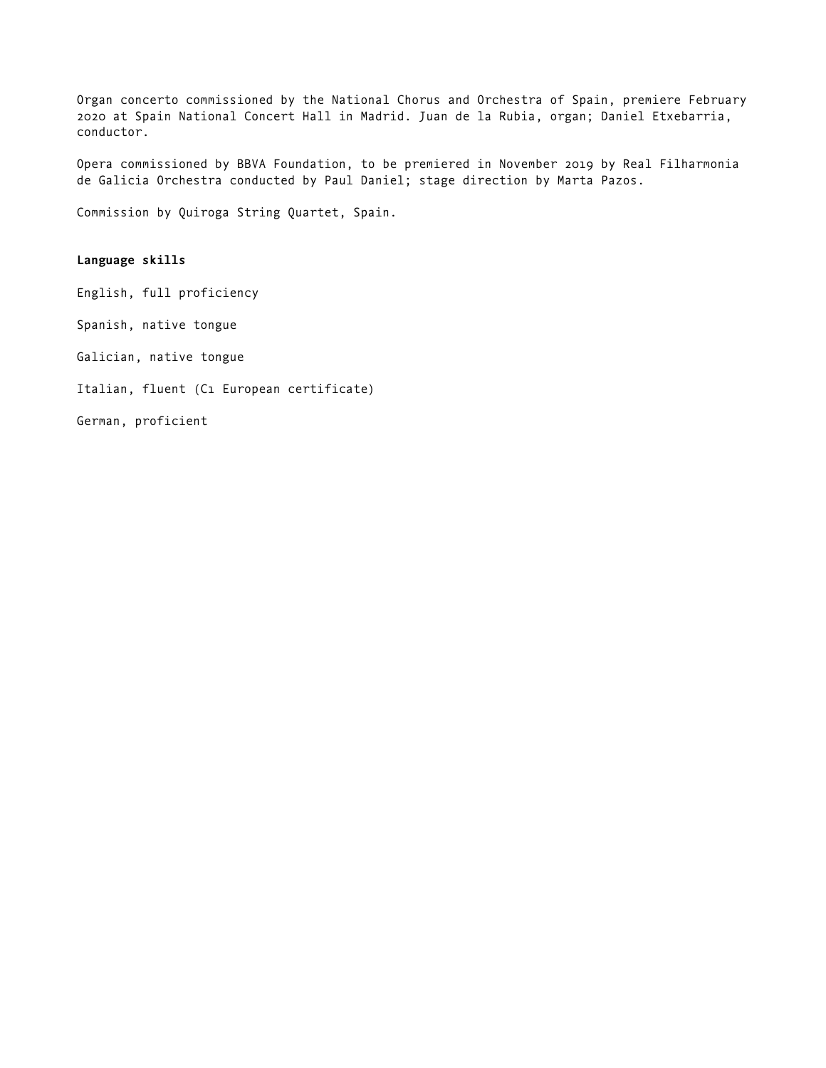Organ concerto commissioned by the National Chorus and Orchestra of Spain, premiere February 2020 at Spain National Concert Hall in Madrid. Juan de la Rubia, organ; Daniel Etxebarria, conductor.

Opera commissioned by BBVA Foundation, to be premiered in November 2019 by Real Filharmonia de Galicia Orchestra conducted by Paul Daniel; stage direction by Marta Pazos.

Commission by Quiroga String Quartet, Spain.

**Language skills**

English, full proficiency

Spanish, native tongue

Galician, native tongue

Italian, fluent (C1 European certificate)

German, proficient